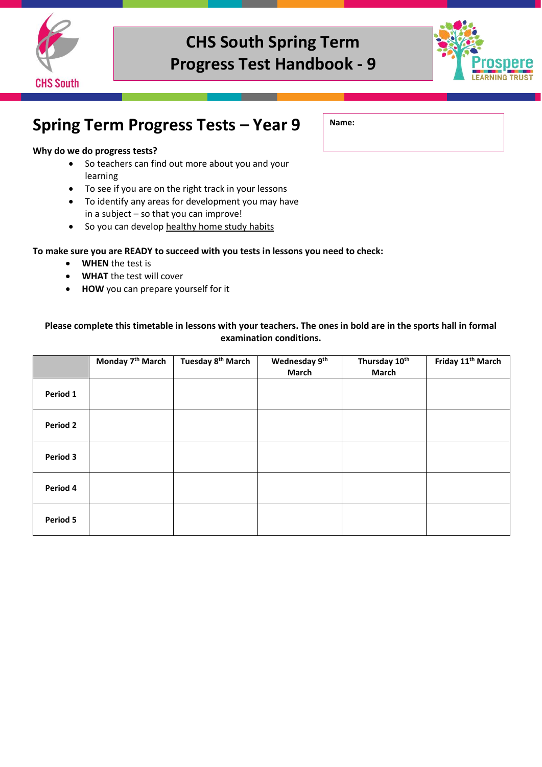# CHS South Spring Term Progress Test Handbook - 9

## Spring Term Progress Tests – Year 9

**Name:**

**Why do we do progress tests?**

- So teachers can find out more about you and your learning
- To see if you are on the right track in your lessons
- To identify any areas for development you may have in a subject – so that you can improve!
- So you can develop healthy home study habits

**To make sure you are READY to succeed with you tests in lessons you need to check:**

- **WHEN** the test is
- **WHAT** the test will cover
- **HOW** you can prepare yourself for it

**Please complete this timetable in lessons with your teachers. The ones in bold are in the sports hall in formal examination conditions.**

| | Monday 7th March | Tuesday 8th March | Wednesday 9th March | Thursday 10th March | Friday 11th March |
|---|---|---|---|---|---|
| **Period 1** | | | | | |
| **Period 2** | | | | | |
| **Period 3** | | | | | |
| **Period 4** | | | | | |
| **Period 5** | | | | | |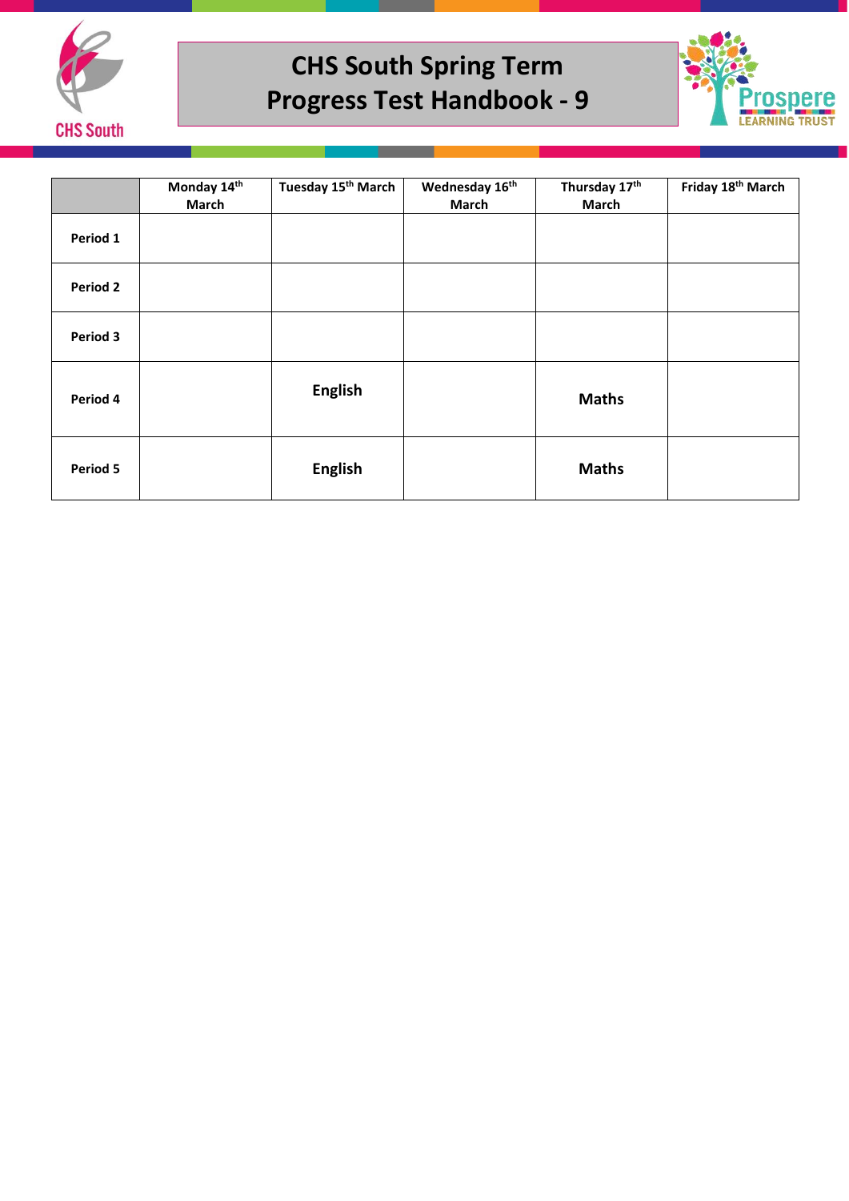# CHS South Spring Term Progress Test Handbook - 9

| | Monday 14th March | Tuesday 15th March | Wednesday 16th March | Thursday 17th March | Friday 18th March |
|---|---|---|---|---|---|
| **Period 1** | | | | | |
| **Period 2** | | | | | |
| **Period 3** | | | | | |
| **Period 4** | | **English** | | **Maths** | |
| **Period 5** | | **English** | | **Maths** | |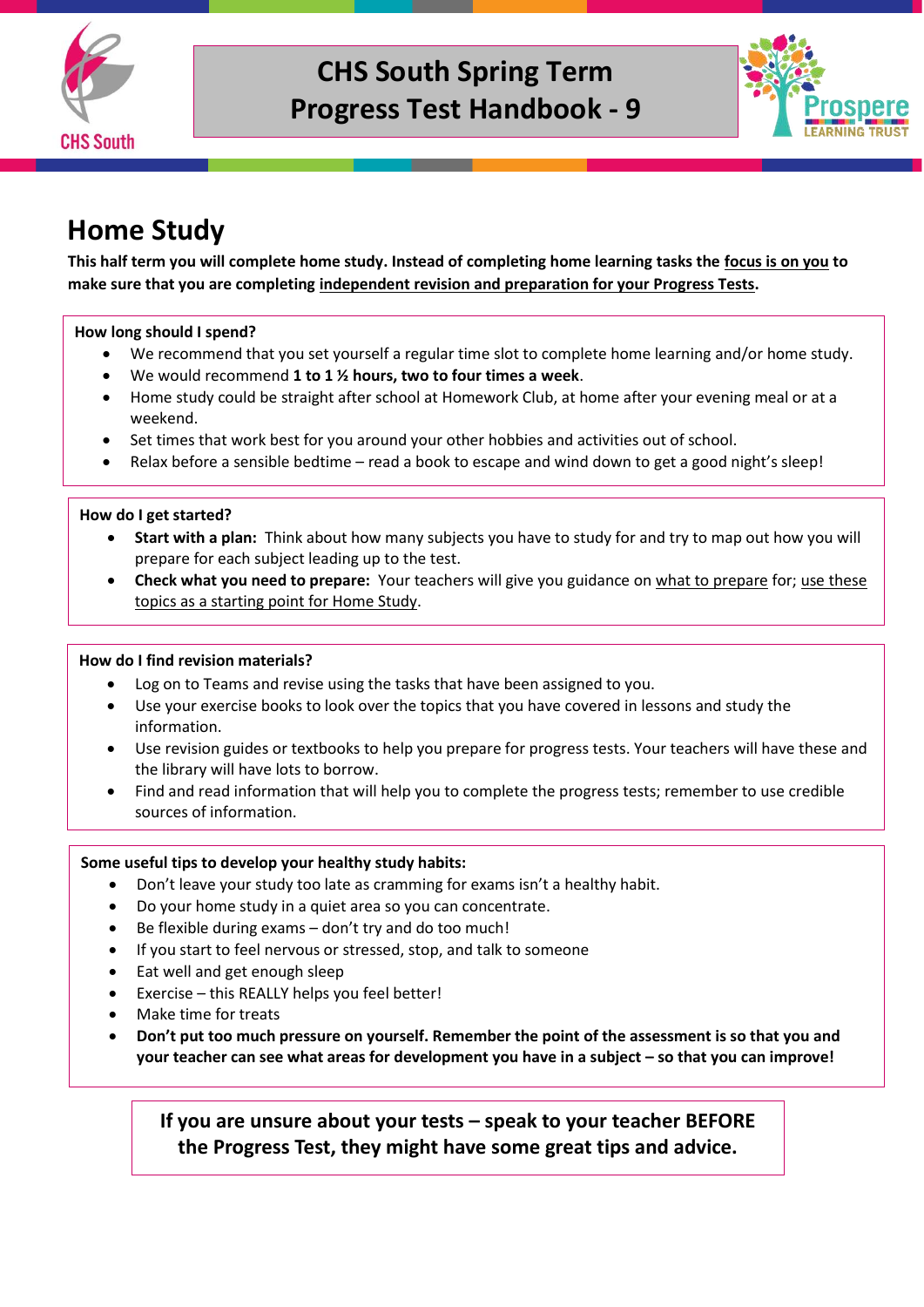# CHS South Spring Term Progress Test Handbook - 9

## Home Study

**This half term you will complete home study. Instead of completing home learning tasks the focus is on you to make sure that you are completing independent revision and preparation for your Progress Tests.**

**How long should I spend?**

- We recommend that you set yourself a regular time slot to complete home learning and/or home study.
- We would recommend **1 to 1 ½ hours, two to four times a week**.
- Home study could be straight after school at Homework Club, at home after your evening meal or at a weekend.
- Set times that work best for you around your other hobbies and activities out of school.
- Relax before a sensible bedtime – read a book to escape and wind down to get a good night's sleep!

**How do I get started?**

- **Start with a plan:** Think about how many subjects you have to study for and try to map out how you will prepare for each subject leading up to the test.
- **Check what you need to prepare:** Your teachers will give you guidance on what to prepare for; use these topics as a starting point for Home Study.

**How do I find revision materials?**

- Log on to Teams and revise using the tasks that have been assigned to you.
- Use your exercise books to look over the topics that you have covered in lessons and study the information.
- Use revision guides or textbooks to help you prepare for progress tests. Your teachers will have these and the library will have lots to borrow.
- Find and read information that will help you to complete the progress tests; remember to use credible sources of information.

**Some useful tips to develop your healthy study habits:**

- Don't leave your study too late as cramming for exams isn't a healthy habit.
- Do your home study in a quiet area so you can concentrate.
- Be flexible during exams – don't try and do too much!
- If you start to feel nervous or stressed, stop, and talk to someone
- Eat well and get enough sleep
- Exercise – this REALLY helps you feel better!
- Make time for treats
- **Don't put too much pressure on yourself. Remember the point of the assessment is so that you and your teacher can see what areas for development you have in a subject – so that you can improve!**

**If you are unsure about your tests – speak to your teacher BEFORE the Progress Test, they might have some great tips and advice.**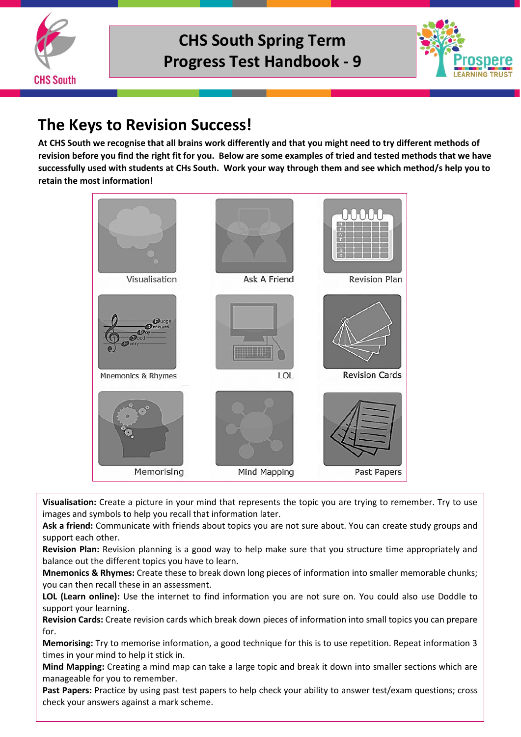CHS South Spring Term
Progress Test Handbook - 9

## The Keys to Revision Success!

**At CHS South we recognise that all brains work differently and that you might need to try different methods of revision before you find the right fit for you. Below are some examples of tried and tested methods that we have successfully used with students at CHs South. Work your way through them and see which method/s help you to retain the most information!**

| Visualisation | Ask A Friend | Revision Plan |
|---|---|---|
| Mnemonics & Rhymes | LOL | Revision Cards |
| Memorising | Mind Mapping | Past Papers |

**Visualisation:** Create a picture in your mind that represents the topic you are trying to remember. Try to use images and symbols to help you recall that information later.
**Ask a friend:** Communicate with friends about topics you are not sure about. You can create study groups and support each other.
**Revision Plan:** Revision planning is a good way to help make sure that you structure time appropriately and balance out the different topics you have to learn.
**Mnemonics & Rhymes:** Create these to break down long pieces of information into smaller memorable chunks; you can then recall these in an assessment.
**LOL (Learn online):** Use the internet to find information you are not sure on. You could also use Doddle to support your learning.
**Revision Cards:** Create revision cards which break down pieces of information into small topics you can prepare for.
**Memorising:** Try to memorise information, a good technique for this is to use repetition. Repeat information 3 times in your mind to help it stick in.
**Mind Mapping:** Creating a mind map can take a large topic and break it down into smaller sections which are manageable for you to remember.
**Past Papers:** Practice by using past test papers to help check your ability to answer test/exam questions; cross check your answers against a mark scheme.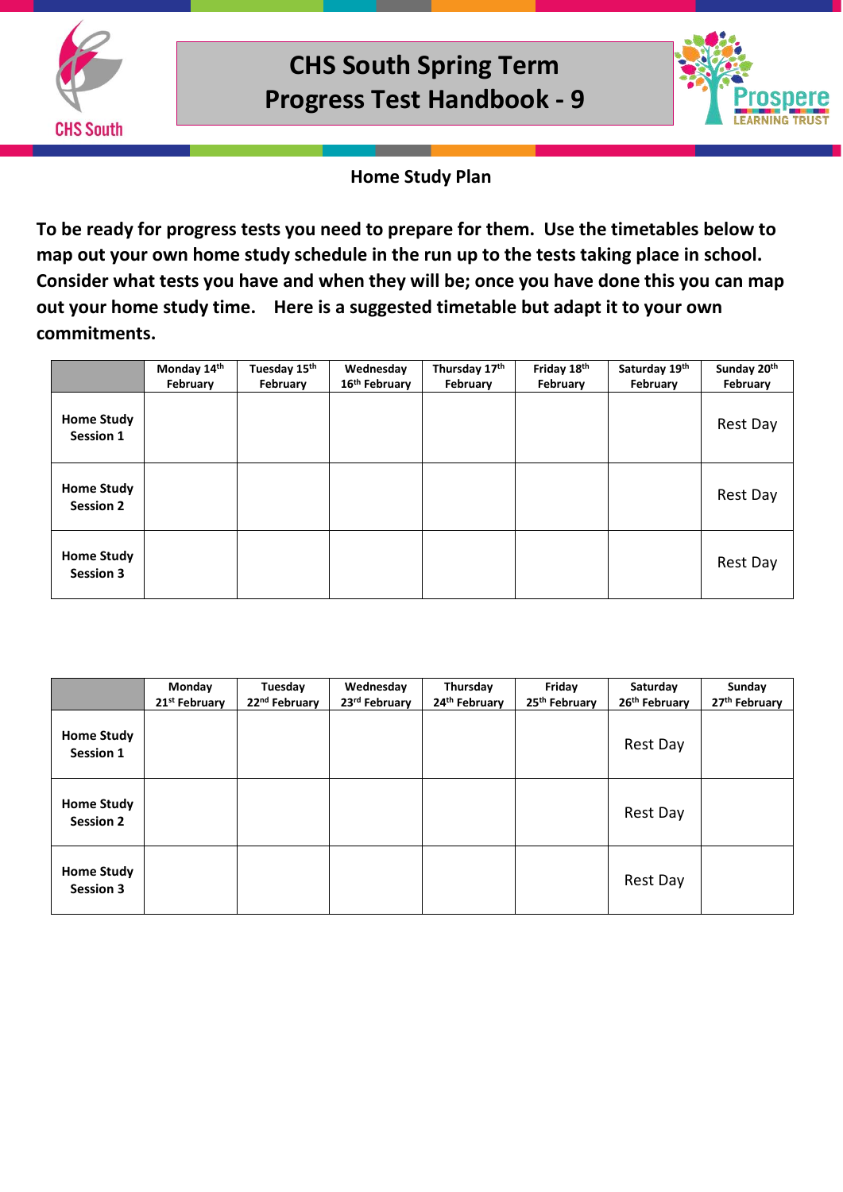# CHS South Spring Term Progress Test Handbook - 9

## Home Study Plan

**To be ready for progress tests you need to prepare for them. Use the timetables below to map out your own home study schedule in the run up to the tests taking place in school. Consider what tests you have and when they will be; once you have done this you can map out your home study time. Here is a suggested timetable but adapt it to your own commitments.**

| | Monday 14th February | Tuesday 15th February | Wednesday 16th February | Thursday 17th February | Friday 18th February | Saturday 19th February | Sunday 20th February |
|---|---|---|---|---|---|---|---|
| **Home Study Session 1** | | | | | | | Rest Day |
| **Home Study Session 2** | | | | | | | Rest Day |
| **Home Study Session 3** | | | | | | | Rest Day |

| | Monday 21st February | Tuesday 22nd February | Wednesday 23rd February | Thursday 24th February | Friday 25th February | Saturday 26th February | Sunday 27th February |
|---|---|---|---|---|---|---|---|
| **Home Study Session 1** | | | | | | Rest Day | |
| **Home Study Session 2** | | | | | | Rest Day | |
| **Home Study Session 3** | | | | | | Rest Day | |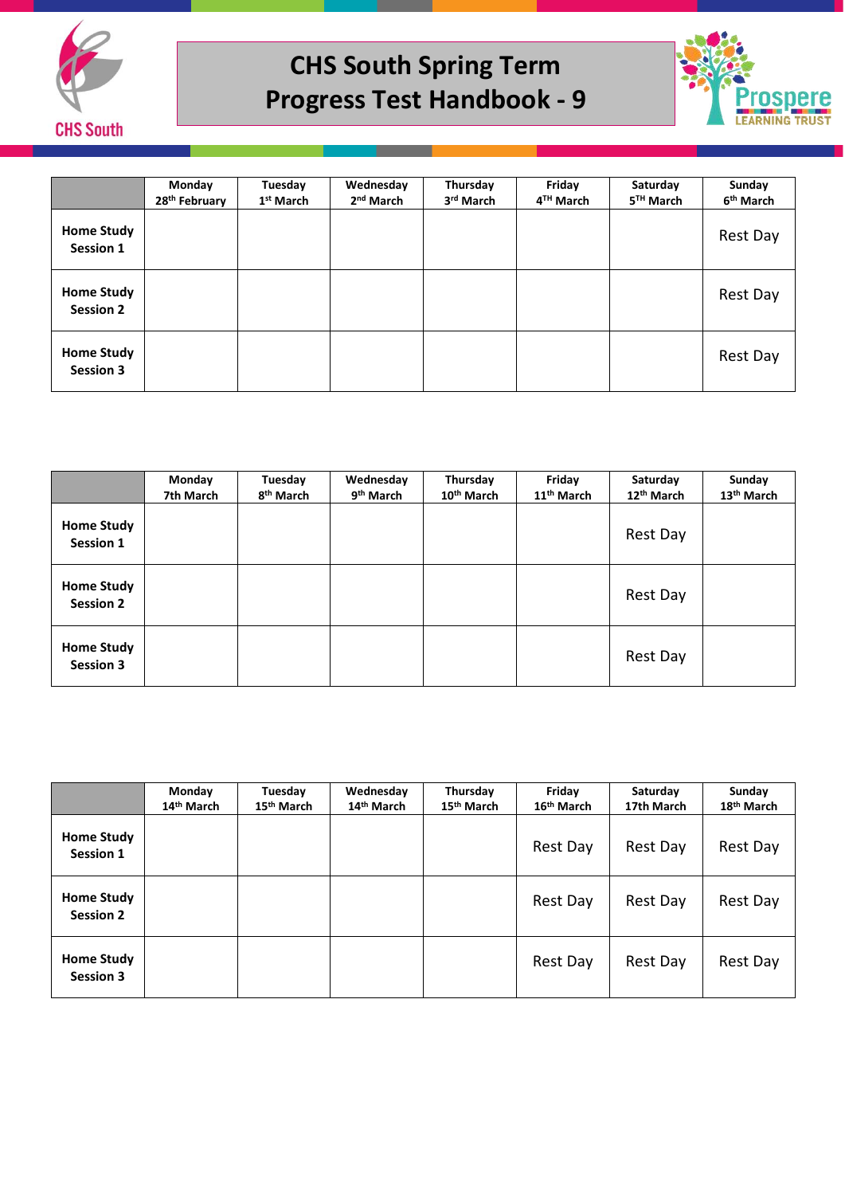# CHS South Spring Term Progress Test Handbook - 9

| | Monday 28th February | Tuesday 1st March | Wednesday 2nd March | Thursday 3rd March | Friday 4TH March | Saturday 5TH March | Sunday 6th March |
|---|---|---|---|---|---|---|---|
| Home Study Session 1 | | | | | | | Rest Day |
| Home Study Session 2 | | | | | | | Rest Day |
| Home Study Session 3 | | | | | | | Rest Day |

| | Monday 7th March | Tuesday 8th March | Wednesday 9th March | Thursday 10th March | Friday 11th March | Saturday 12th March | Sunday 13th March |
|---|---|---|---|---|---|---|---|
| Home Study Session 1 | | | | | | Rest Day | |
| Home Study Session 2 | | | | | | Rest Day | |
| Home Study Session 3 | | | | | | Rest Day | |

| | Monday 14th March | Tuesday 15th March | Wednesday 14th March | Thursday 15th March | Friday 16th March | Saturday 17th March | Sunday 18th March |
|---|---|---|---|---|---|---|---|
| Home Study Session 1 | | | | | Rest Day | Rest Day | Rest Day |
| Home Study Session 2 | | | | | Rest Day | Rest Day | Rest Day |
| Home Study Session 3 | | | | | Rest Day | Rest Day | Rest Day |